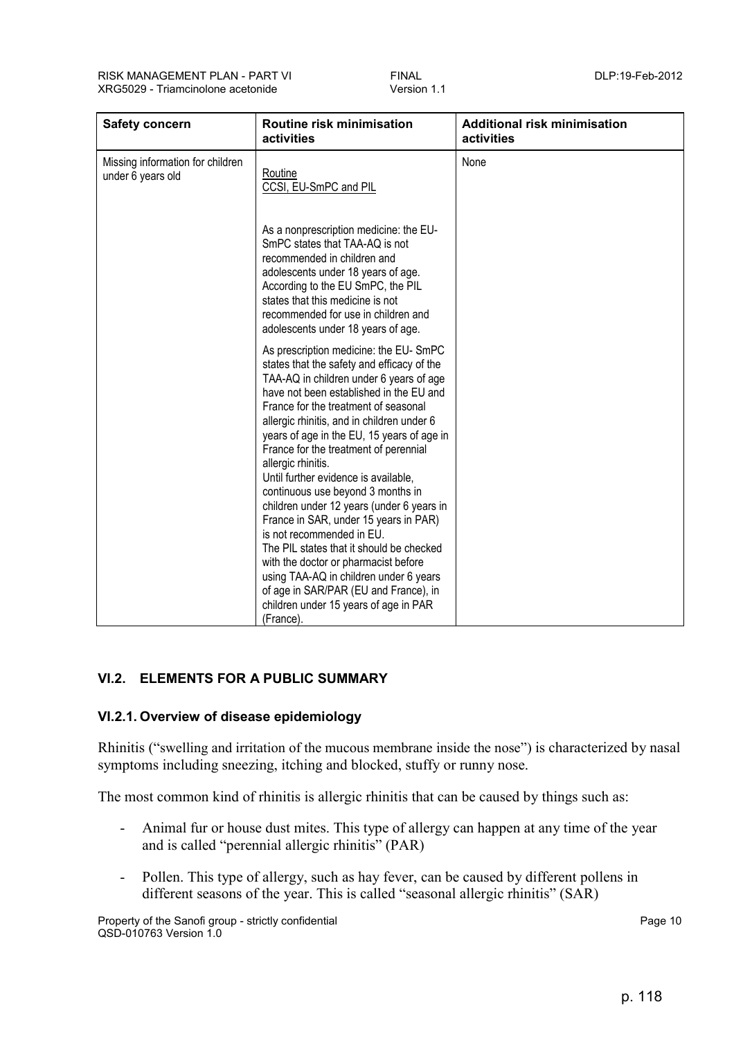| Safety concern | Routine risk minimisation activities | Additional risk minimisation activities |
|---|---|---|
| Missing information for children under 6 years old | Routine<br>CCSI, EU-SmPC and PIL<br><br>As a nonprescription medicine: the EU-SmPC states that TAA-AQ is not recommended in children and adolescents under 18 years of age. According to the EU SmPC, the PIL states that this medicine is not recommended for use in children and adolescents under 18 years of age.<br><br>As prescription medicine: the EU- SmPC states that the safety and efficacy of the TAA-AQ in children under 6 years of age have not been established in the EU and France for the treatment of seasonal allergic rhinitis, and in children under 6 years of age in the EU, 15 years of age in France for the treatment of perennial allergic rhinitis.<br>Until further evidence is available, continuous use beyond 3 months in children under 12 years (under 6 years in France in SAR, under 15 years in PAR) is not recommended in EU.<br>The PIL states that it should be checked with the doctor or pharmacist before using TAA-AQ in children under 6 years of age in SAR/PAR (EU and France), in children under 15 years of age in PAR (France). | None |

## VI.2. ELEMENTS FOR A PUBLIC SUMMARY

### VI.2.1. Overview of disease epidemiology

Rhinitis ("swelling and irritation of the mucous membrane inside the nose") is characterized by nasal symptoms including sneezing, itching and blocked, stuffy or runny nose.

The most common kind of rhinitis is allergic rhinitis that can be caused by things such as:

- Animal fur or house dust mites. This type of allergy can happen at any time of the year and is called "perennial allergic rhinitis" (PAR)
- Pollen. This type of allergy, such as hay fever, can be caused by different pollens in different seasons of the year. This is called "seasonal allergic rhinitis" (SAR)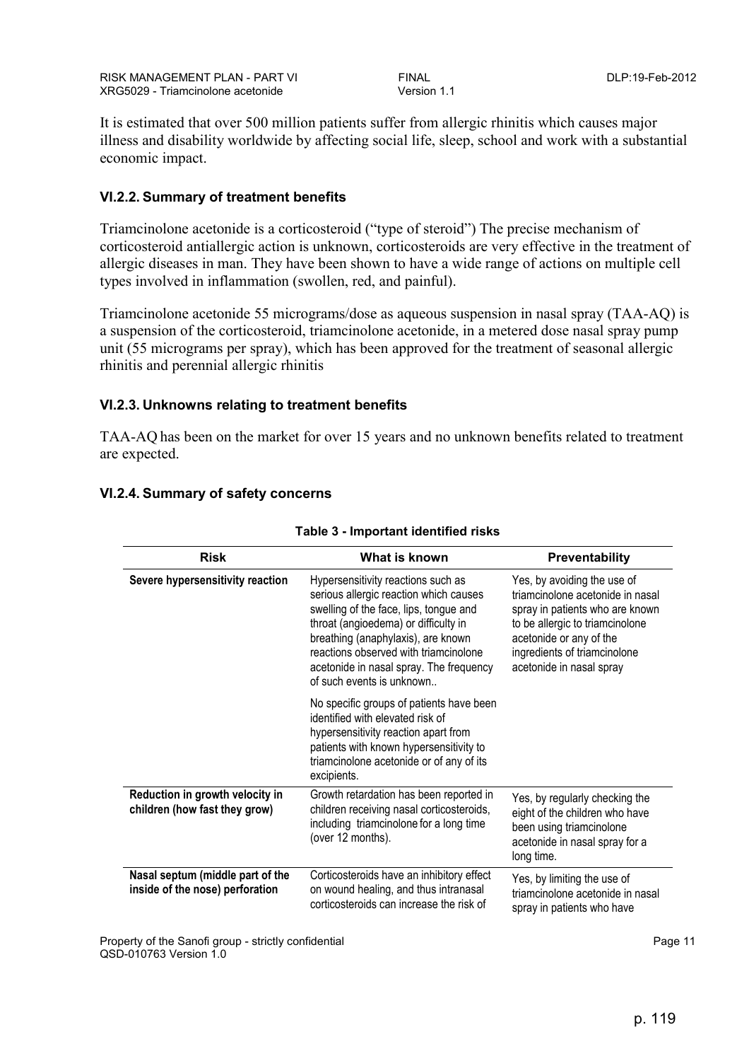It is estimated that over 500 million patients suffer from allergic rhinitis which causes major illness and disability worldwide by affecting social life, sleep, school and work with a substantial economic impact.

### VI.2.2. Summary of treatment benefits

Triamcinolone acetonide is a corticosteroid ("type of steroid") The precise mechanism of corticosteroid antiallergic action is unknown, corticosteroids are very effective in the treatment of allergic diseases in man. They have been shown to have a wide range of actions on multiple cell types involved in inflammation (swollen, red, and painful).

Triamcinolone acetonide 55 micrograms/dose as aqueous suspension in nasal spray (TAA-AQ) is a suspension of the corticosteroid, triamcinolone acetonide, in a metered dose nasal spray pump unit (55 micrograms per spray), which has been approved for the treatment of seasonal allergic rhinitis and perennial allergic rhinitis

### VI.2.3. Unknowns relating to treatment benefits

TAA-AQ has been on the market for over 15 years and no unknown benefits related to treatment are expected.

### VI.2.4. Summary of safety concerns

**Table 3 - Important identified risks**

| Risk | What is known | Preventability |
|---|---|---|
| **Severe hypersensitivity reaction** | Hypersensitivity reactions such as serious allergic reaction which causes swelling of the face, lips, tongue and throat (angioedema) or difficulty in breathing (anaphylaxis), are known reactions observed with triamcinolone acetonide in nasal spray. The frequency of such events is unknown..<br><br>No specific groups of patients have been identified with elevated risk of hypersensitivity reaction apart from patients with known hypersensitivity to triamcinolone acetonide or of any of its excipients. | Yes, by avoiding the use of triamcinolone acetonide in nasal spray in patients who are known to be allergic to triamcinolone acetonide or any of the ingredients of triamcinolone acetonide in nasal spray |
| **Reduction in growth velocity in children (how fast they grow)** | Growth retardation has been reported in children receiving nasal corticosteroids, including triamcinolone for a long time (over 12 months). | Yes, by regularly checking the eight of the children who have been using triamcinolone acetonide in nasal spray for a long time. |
| **Nasal septum (middle part of the inside of the nose) perforation** | Corticosteroids have an inhibitory effect on wound healing, and thus intranasal corticosteroids can increase the risk of | Yes, by limiting the use of triamcinolone acetonide in nasal spray in patients who have |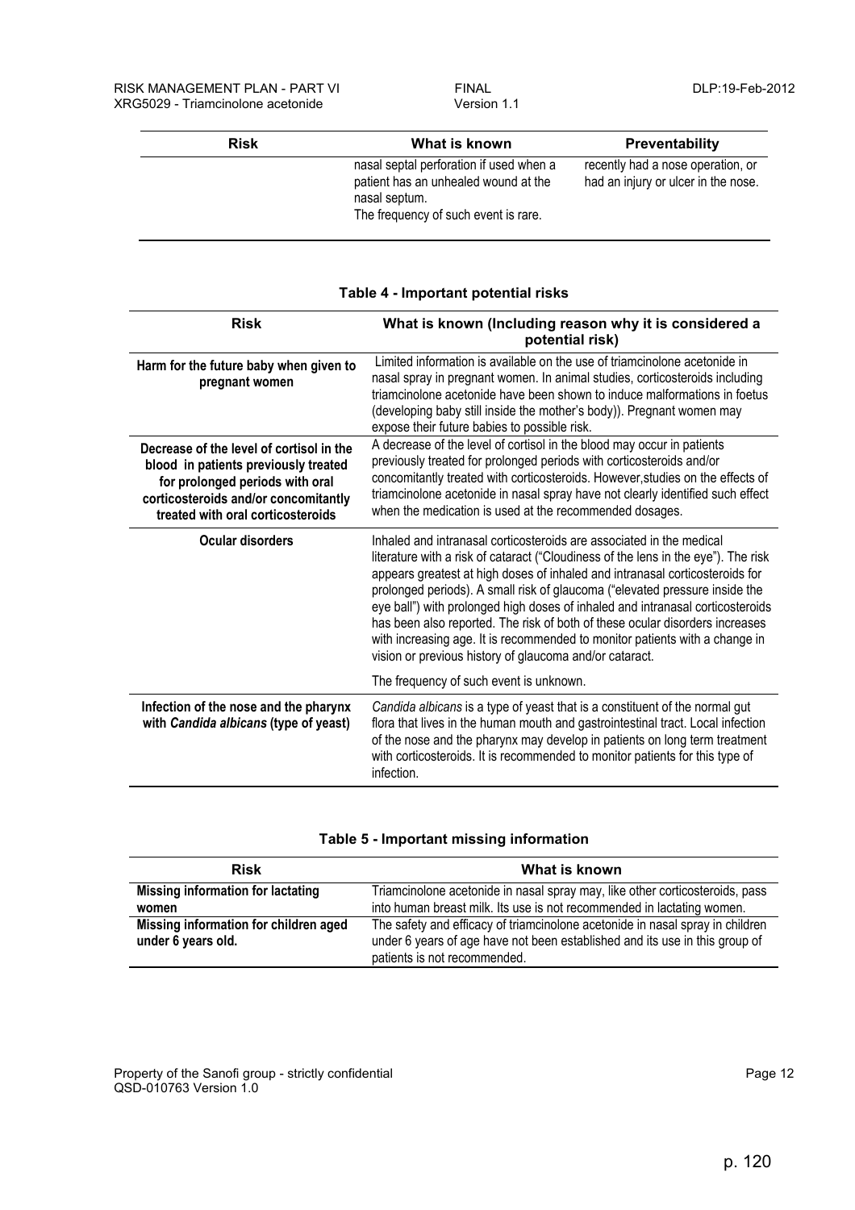| Risk | What is known | Preventability |
|---|---|---|
| | nasal septal perforation if used when a patient has an unhealed wound at the nasal septum.<br>The frequency of such event is rare. | recently had a nose operation, or had an injury or ulcer in the nose. |

**Table 4 - Important potential risks**

| Risk | What is known (Including reason why it is considered a potential risk) |
|---|---|
| **Harm for the future baby when given to pregnant women** | Limited information is available on the use of triamcinolone acetonide in nasal spray in pregnant women. In animal studies, corticosteroids including triamcinolone acetonide have been shown to induce malformations in foetus (developing baby still inside the mother's body)). Pregnant women may expose their future babies to possible risk. |
| **Decrease of the level of cortisol in the blood in patients previously treated for prolonged periods with oral corticosteroids and/or concomitantly treated with oral corticosteroids** | A decrease of the level of cortisol in the blood may occur in patients previously treated for prolonged periods with corticosteroids and/or concomitantly treated with corticosteroids. However,studies on the effects of triamcinolone acetonide in nasal spray have not clearly identified such effect when the medication is used at the recommended dosages. |
| **Ocular disorders** | Inhaled and intranasal corticosteroids are associated in the medical literature with a risk of cataract ("Cloudiness of the lens in the eye"). The risk appears greatest at high doses of inhaled and intranasal corticosteroids for prolonged periods). A small risk of glaucoma ("elevated pressure inside the eye ball") with prolonged high doses of inhaled and intranasal corticosteroids has been also reported. The risk of both of these ocular disorders increases with increasing age. It is recommended to monitor patients with a change in vision or previous history of glaucoma and/or cataract.<br><br>The frequency of such event is unknown. |
| **Infection of the nose and the pharynx with *Candida albicans* (type of yeast)** | *Candida albicans* is a type of yeast that is a constituent of the normal gut flora that lives in the human mouth and gastrointestinal tract. Local infection of the nose and the pharynx may develop in patients on long term treatment with corticosteroids. It is recommended to monitor patients for this type of infection. |

**Table 5 - Important missing information**

| Risk | What is known |
|---|---|
| **Missing information for lactating women** | Triamcinolone acetonide in nasal spray may, like other corticosteroids, pass into human breast milk. Its use is not recommended in lactating women. |
| **Missing information for children aged under 6 years old.** | The safety and efficacy of triamcinolone acetonide in nasal spray in children under 6 years of age have not been established and its use in this group of patients is not recommended. |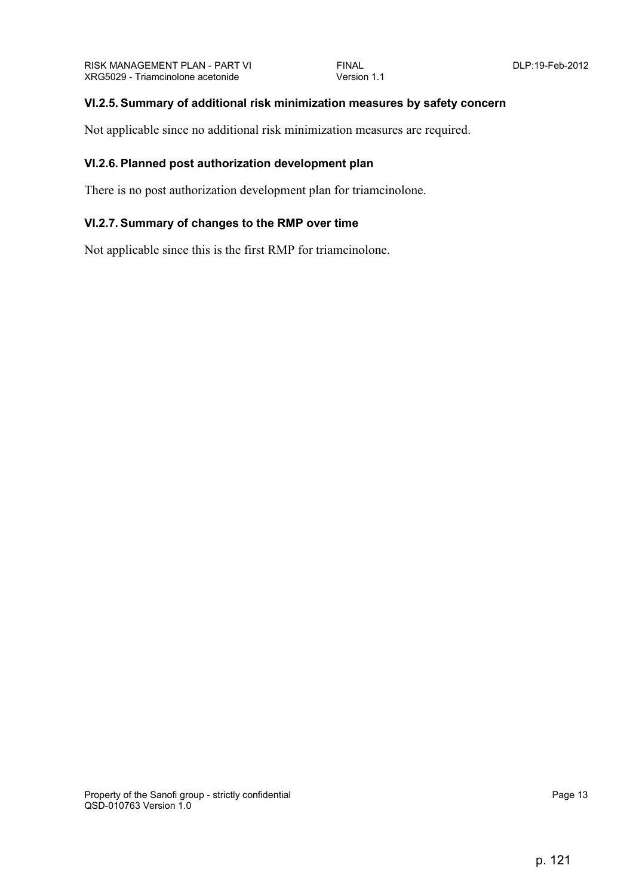### VI.2.5. Summary of additional risk minimization measures by safety concern

Not applicable since no additional risk minimization measures are required.

### VI.2.6. Planned post authorization development plan

There is no post authorization development plan for triamcinolone.

### VI.2.7. Summary of changes to the RMP over time

Not applicable since this is the first RMP for triamcinolone.